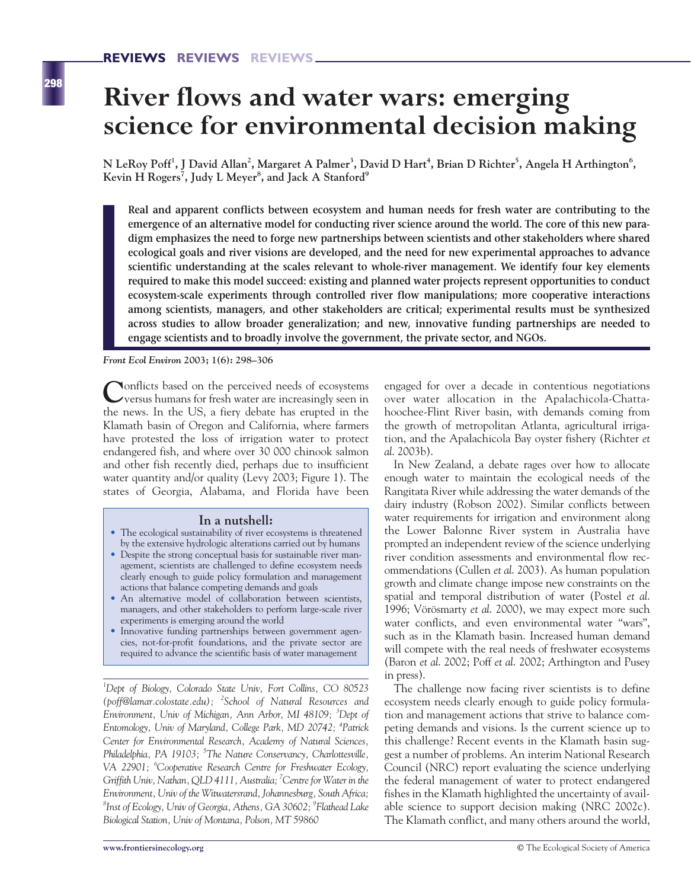# River flows and water wars: emerging science for environmental decision making

**N LeRoy Poff[1], J David Allan[2], Margaret A Palmer[3], David D Hart[4], Brian D Richter[5], Angela H Arthington[6], Kevin H Rogers[7], Judy L Meyer[8], and Jack A Stanford[9]**

**Real and apparent conflicts between ecosystem and human needs for fresh water are contributing to the emergence of an alternative model for conducting river science around the world. The core of this new paradigm emphasizes the need to forge new partnerships between scientists and other stakeholders where shared ecological goals and river visions are developed, and the need for new experimental approaches to advance scientific understanding at the scales relevant to whole-river management. We identify four key elements required to make this model succeed: existing and planned water projects represent opportunities to conduct ecosystem-scale experiments through controlled river flow manipulations; more cooperative interactions among scientists, managers, and other stakeholders are critical; experimental results must be synthesized across studies to allow broader generalization; and new, innovative funding partnerships are needed to engage scientists and to broadly involve the government, the private sector, and NGOs.**

*Front Ecol Environ* **2003; 1(6): 298–306**

Conflicts based on the perceived needs of ecosystems versus humans for fresh water are increasingly seen in the news. In the US, a fiery debate has erupted in the Klamath basin of Oregon and California, where farmers have protested the loss of irrigation water to protect endangered fish, and where over 30 000 chinook salmon and other fish recently died, perhaps due to insufficient water quantity and/or quality (Levy 2003; Figure 1). The states of Georgia, Alabama, and Florida have been engaged for over a decade in contentious negotiations over water allocation in the Apalachicola-Chattahoochee-Flint River basin, with demands coming from the growth of metropolitan Atlanta, agricultural irrigation, and the Apalachicola Bay oyster fishery (Richter *et al.* 2003b).

> **In a nutshell:**
> - The ecological sustainability of river ecosystems is threatened by the extensive hydrologic alterations carried out by humans
> - Despite the strong conceptual basis for sustainable river management, scientists are challenged to define ecosystem needs clearly enough to guide policy formulation and management actions that balance competing demands and goals
> - An alternative model of collaboration between scientists, managers, and other stakeholders to perform large-scale river experiments is emerging around the world
> - Innovative funding partnerships between government agencies, not-for-profit foundations, and the private sector are required to advance the scientific basis of water management

In New Zealand, a debate rages over how to allocate enough water to maintain the ecological needs of the Rangitata River while addressing the water demands of the dairy industry (Robson 2002). Similar conflicts between water requirements for irrigation and environment along the Lower Balonne River system in Australia have prompted an independent review of the science underlying river condition assessments and environmental flow recommendations (Cullen *et al.* 2003). As human population growth and climate change impose new constraints on the spatial and temporal distribution of water (Postel *et al.* 1996; Vörösmarty *et al.* 2000), we may expect more such water conflicts, and even environmental water "wars", such as in the Klamath basin. Increased human demand will compete with the real needs of freshwater ecosystems (Baron *et al.* 2002; Poff *et al.* 2002; Arthington and Pusey in press).

The challenge now facing river scientists is to define ecosystem needs clearly enough to guide policy formulation and management actions that strive to balance competing demands and visions. Is the current science up to this challenge? Recent events in the Klamath basin suggest a number of problems. An interim National Research Council (NRC) report evaluating the science underlying the federal management of water to protect endangered fishes in the Klamath highlighted the uncertainty of available science to support decision making (NRC 2002c). The Klamath conflict, and many others around the world,

---

*[1]Dept of Biology, Colorado State Univ, Fort Collins, CO 80523 (poff@lamar.colostate.edu); [2]School of Natural Resources and Environment, Univ of Michigan, Ann Arbor, MI 48109; [3]Dept of Entomology, Univ of Maryland, College Park, MD 20742; [4]Patrick Center for Environmental Research, Academy of Natural Sciences, Philadelphia, PA 19103; [5]The Nature Conservancy, Charlottesville, VA 22901; [6]Cooperative Research Centre for Freshwater Ecology, Griffith Univ, Nathan, QLD 4111, Australia; [7]Centre for Water in the Environment, Univ of the Witwatersrand, Johannesburg, South Africa; [8]Inst of Ecology, Univ of Georgia, Athens, GA 30602; [9]Flathead Lake Biological Station, Univ of Montana, Polson, MT 59860*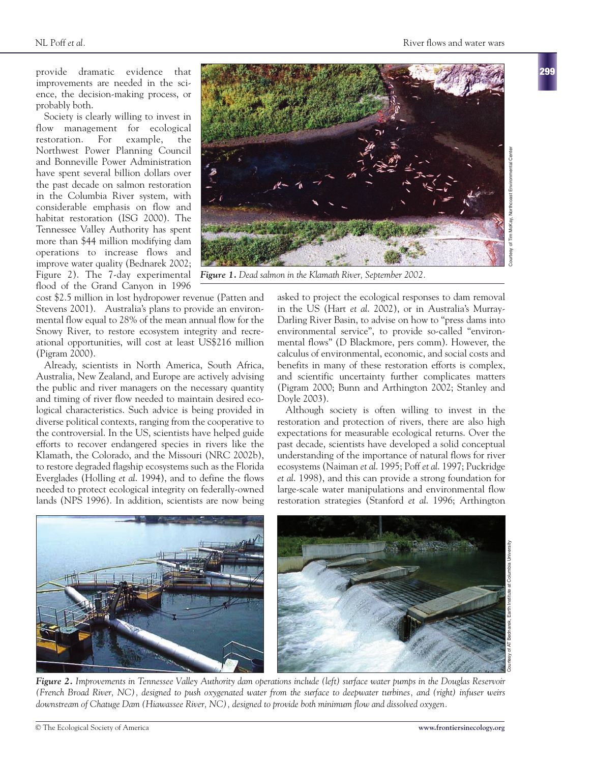provide dramatic evidence that improvements are needed in the science, the decision-making process, or probably both.

Society is clearly willing to invest in flow management for ecological restoration. For example, the Northwest Power Planning Council and Bonneville Power Administration have spent several billion dollars over the past decade on salmon restoration in the Columbia River system, with considerable emphasis on flow and habitat restoration (ISG 2000). The Tennessee Valley Authority has spent more than $44 million modifying dam operations to increase flows and improve water quality (Bednarek 2002; Figure 2). The 7-day experimental flood of the Grand Canyon in 1996 cost $2.5 million in lost hydropower revenue (Patten and Stevens 2001). Australia's plans to provide an environmental flow equal to 28% of the mean annual flow for the Snowy River, to restore ecosystem integrity and recreational opportunities, will cost at least US$216 million (Pigram 2000).

*Figure 1. Dead salmon in the Klamath River, September 2002.*

Already, scientists in North America, South Africa, Australia, New Zealand, and Europe are actively advising the public and river managers on the necessary quantity and timing of river flow needed to maintain desired ecological characteristics. Such advice is being provided in diverse political contexts, ranging from the cooperative to the controversial. In the US, scientists have helped guide efforts to recover endangered species in rivers like the Klamath, the Colorado, and the Missouri (NRC 2002b), to restore degraded flagship ecosystems such as the Florida Everglades (Holling *et al*. 1994), and to define the flows needed to protect ecological integrity on federally-owned lands (NPS 1996). In addition, scientists are now being asked to project the ecological responses to dam removal in the US (Hart *et al*. 2002), or in Australia's Murray-Darling River Basin, to advise on how to "press dams into environmental service", to provide so-called "environmental flows" (D Blackmore, pers comm). However, the calculus of environmental, economic, and social costs and benefits in many of these restoration efforts is complex, and scientific uncertainty further complicates matters (Pigram 2000; Bunn and Arthington 2002; Stanley and Doyle 2003).

Although society is often willing to invest in the restoration and protection of rivers, there are also high expectations for measurable ecological returns. Over the past decade, scientists have developed a solid conceptual understanding of the importance of natural flows for river ecosystems (Naiman *et al*. 1995; Poff *et al*. 1997; Puckridge *et al*. 1998), and this can provide a strong foundation for large-scale water manipulations and environmental flow restoration strategies (Stanford *et al*. 1996; Arthington

*Figure 2. Improvements in Tennessee Valley Authority dam operations include (left) surface water pumps in the Douglas Reservoir (French Broad River, NC), designed to push oxygenated water from the surface to deepwater turbines, and (right) infuser weirs downstream of Chatuge Dam (Hiawassee River, NC), designed to provide both minimum flow and dissolved oxygen.*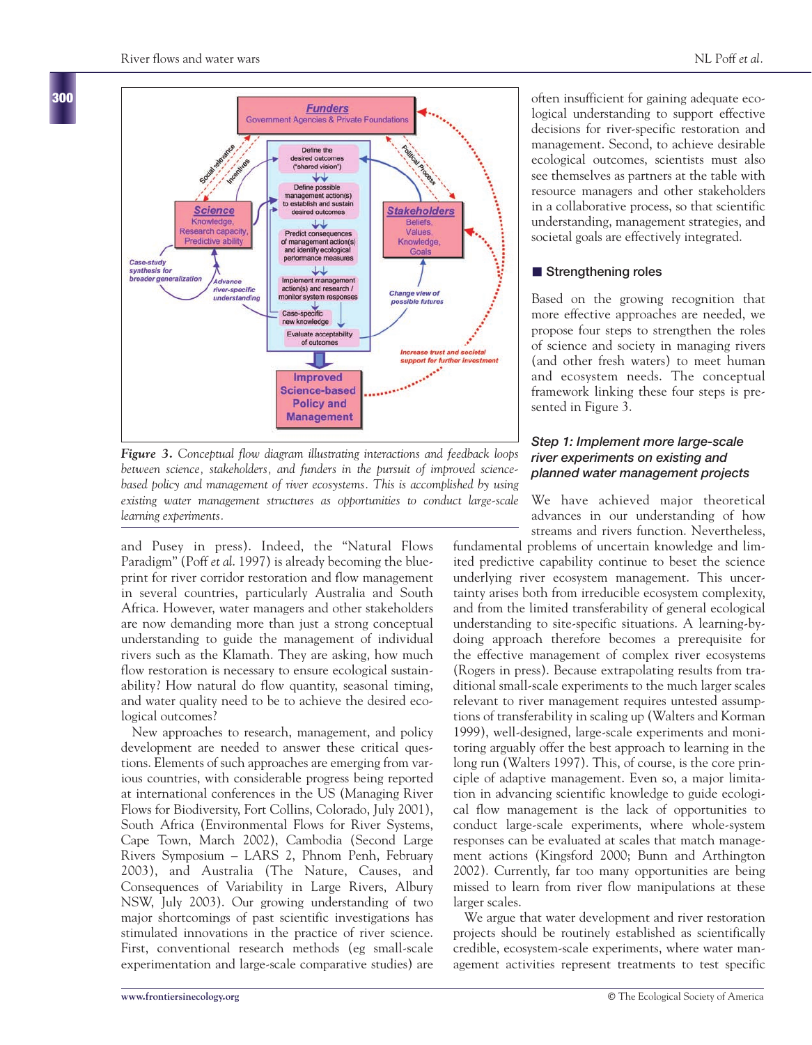Funders
Government Agencies & Private Foundations

Social relevance
Incentives
Political Process

Define the desired outcomes ("shared vision")
Define possible management action(s) to establish and sustain desired outcomes
Predict consequences of management action(s) and identify ecological performance measures
Implement management action(s) and research / monitor system responses
Case-specific new knowledge
Evaluate acceptability of outcomes

Science
Knowledge, Research capacity, Predictive ability

Stakeholders
Beliefs, Values, Knowledge, Goals

Case-study synthesis for broader generalization
Advance river-specific understanding
Change view of possible futures
Increase trust and societal support for further investment

Improved Science-based Policy and Management

*Figure 3. Conceptual flow diagram illustrating interactions and feedback loops between science, stakeholders, and funders in the pursuit of improved science-based policy and management of river ecosystems. This is accomplished by using existing water management structures as opportunities to conduct large-scale learning experiments.*

and Pusey in press). Indeed, the "Natural Flows Paradigm" (Poff *et al.* 1997) is already becoming the blueprint for river corridor restoration and flow management in several countries, particularly Australia and South Africa. However, water managers and other stakeholders are now demanding more than just a strong conceptual understanding to guide the management of individual rivers such as the Klamath. They are asking, how much flow restoration is necessary to ensure ecological sustainability? How natural do flow quantity, seasonal timing, and water quality need to be to achieve the desired ecological outcomes?

New approaches to research, management, and policy development are needed to answer these critical questions. Elements of such approaches are emerging from various countries, with considerable progress being reported at international conferences in the US (Managing River Flows for Biodiversity, Fort Collins, Colorado, July 2001), South Africa (Environmental Flows for River Systems, Cape Town, March 2002), Cambodia (Second Large Rivers Symposium – LARS 2, Phnom Penh, February 2003), and Australia (The Nature, Causes, and Consequences of Variability in Large Rivers, Albury NSW, July 2003). Our growing understanding of two major shortcomings of past scientific investigations has stimulated innovations in the practice of river science. First, conventional research methods (eg small-scale experimentation and large-scale comparative studies) are often insufficient for gaining adequate ecological understanding to support effective decisions for river-specific restoration and management. Second, to achieve desirable ecological outcomes, scientists must also see themselves as partners at the table with resource managers and other stakeholders in a collaborative process, so that scientific understanding, management strategies, and societal goals are effectively integrated.

## Strengthening roles

Based on the growing recognition that more effective approaches are needed, we propose four steps to strengthen the roles of science and society in managing rivers (and other fresh waters) to meet human and ecosystem needs. The conceptual framework linking these four steps is presented in Figure 3.

### *Step 1: Implement more large-scale river experiments on existing and planned water management projects*

We have achieved major theoretical advances in our understanding of how streams and rivers function. Nevertheless, fundamental problems of uncertain knowledge and limited predictive capability continue to beset the science underlying river ecosystem management. This uncertainty arises both from irreducible ecosystem complexity, and from the limited transferability of general ecological understanding to site-specific situations. A learning-by-doing approach therefore becomes a prerequisite for the effective management of complex river ecosystems (Rogers in press). Because extrapolating results from traditional small-scale experiments to the much larger scales relevant to river management requires untested assumptions of transferability in scaling up (Walters and Korman 1999), well-designed, large-scale experiments and monitoring arguably offer the best approach to learning in the long run (Walters 1997). This, of course, is the core principle of adaptive management. Even so, a major limitation in advancing scientific knowledge to guide ecological flow management is the lack of opportunities to conduct large-scale experiments, where whole-system responses can be evaluated at scales that match management actions (Kingsford 2000; Bunn and Arthington 2002). Currently, far too many opportunities are being missed to learn from river flow manipulations at these larger scales.

We argue that water development and river restoration projects should be routinely established as scientifically credible, ecosystem-scale experiments, where water management activities represent treatments to test specific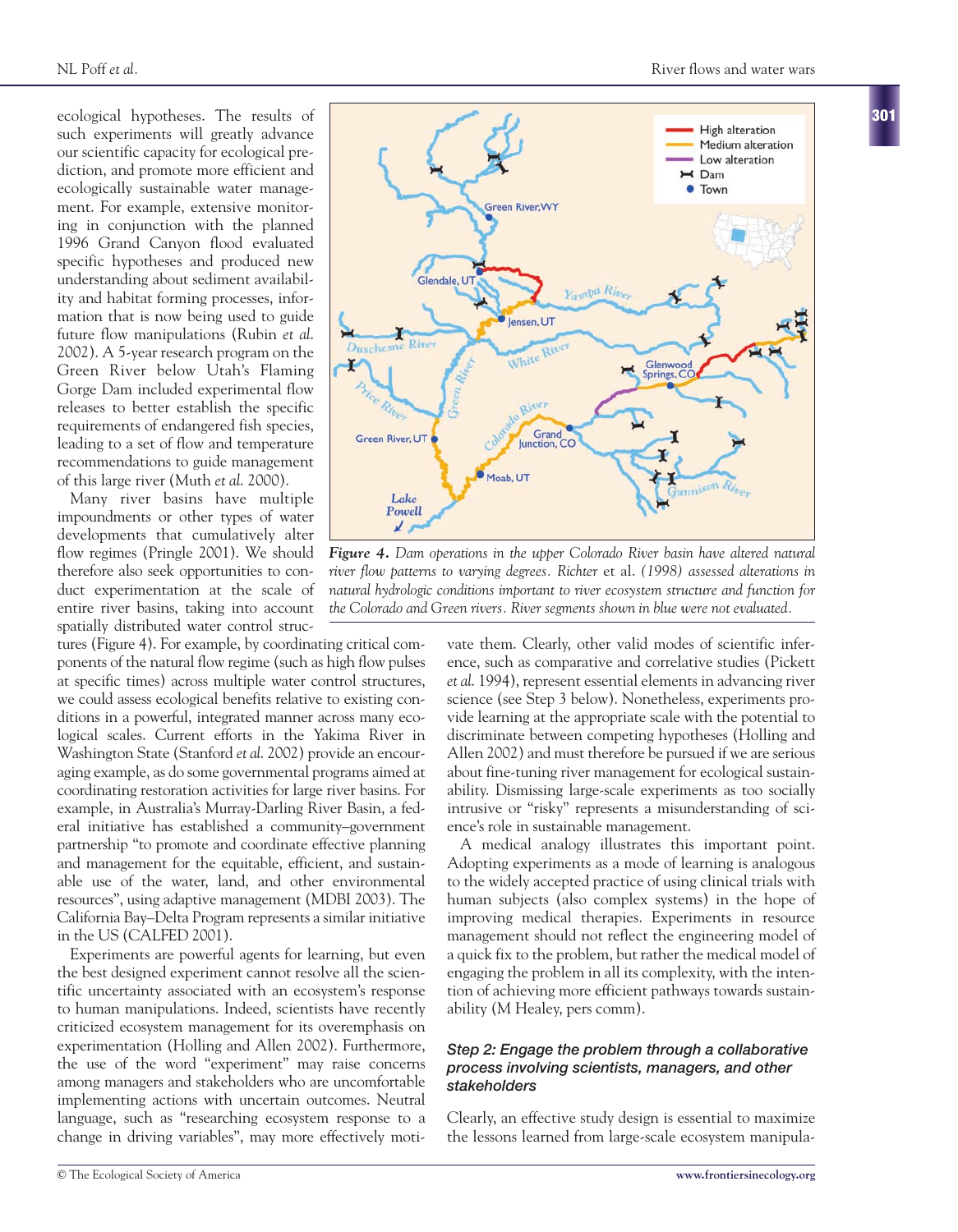ecological hypotheses. The results of such experiments will greatly advance our scientific capacity for ecological prediction, and promote more efficient and ecologically sustainable water management. For example, extensive monitoring in conjunction with the planned 1996 Grand Canyon flood evaluated specific hypotheses and produced new understanding about sediment availability and habitat forming processes, information that is now being used to guide future flow manipulations (Rubin *et al*. 2002). A 5-year research program on the Green River below Utah's Flaming Gorge Dam included experimental flow releases to better establish the specific requirements of endangered fish species, leading to a set of flow and temperature recommendations to guide management of this large river (Muth *et al*. 2000).

Many river basins have multiple impoundments or other types of water developments that cumulatively alter flow regimes (Pringle 2001). We should therefore also seek opportunities to conduct experimentation at the scale of entire river basins, taking into account spatially distributed water control structures (Figure 4). For example, by coordinating critical components of the natural flow regime (such as high flow pulses at specific times) across multiple water control structures, we could assess ecological benefits relative to existing conditions in a powerful, integrated manner across many ecological scales. Current efforts in the Yakima River in Washington State (Stanford *et al*. 2002) provide an encouraging example, as do some governmental programs aimed at coordinating restoration activities for large river basins. For example, in Australia's Murray-Darling River Basin, a federal initiative has established a community–government partnership "to promote and coordinate effective planning and management for the equitable, efficient, and sustainable use of the water, land, and other environmental resources", using adaptive management (MDBI 2003). The California Bay–Delta Program represents a similar initiative in the US (CALFED 2001).

*Figure 4. Dam operations in the upper Colorado River basin have altered natural river flow patterns to varying degrees. Richter* et al. *(1998) assessed alterations in natural hydrologic conditions important to river ecosystem structure and function for the Colorado and Green rivers. River segments shown in blue were not evaluated.*

Experiments are powerful agents for learning, but even the best designed experiment cannot resolve all the scientific uncertainty associated with an ecosystem's response to human manipulations. Indeed, scientists have recently criticized ecosystem management for its overemphasis on experimentation (Holling and Allen 2002). Furthermore, the use of the word "experiment" may raise concerns among managers and stakeholders who are uncomfortable implementing actions with uncertain outcomes. Neutral language, such as "researching ecosystem response to a change in driving variables", may more effectively motivate them. Clearly, other valid modes of scientific inference, such as comparative and correlative studies (Pickett *et al*. 1994), represent essential elements in advancing river science (see Step 3 below). Nonetheless, experiments provide learning at the appropriate scale with the potential to discriminate between competing hypotheses (Holling and Allen 2002) and must therefore be pursued if we are serious about fine-tuning river management for ecological sustainability. Dismissing large-scale experiments as too socially intrusive or "risky" represents a misunderstanding of science's role in sustainable management.

A medical analogy illustrates this important point. Adopting experiments as a mode of learning is analogous to the widely accepted practice of using clinical trials with human subjects (also complex systems) in the hope of improving medical therapies. Experiments in resource management should not reflect the engineering model of a quick fix to the problem, but rather the medical model of engaging the problem in all its complexity, with the intention of achieving more efficient pathways towards sustainability (M Healey, pers comm).

#### *Step 2: Engage the problem through a collaborative process involving scientists, managers, and other stakeholders*

Clearly, an effective study design is essential to maximize the lessons learned from large-scale ecosystem manipula-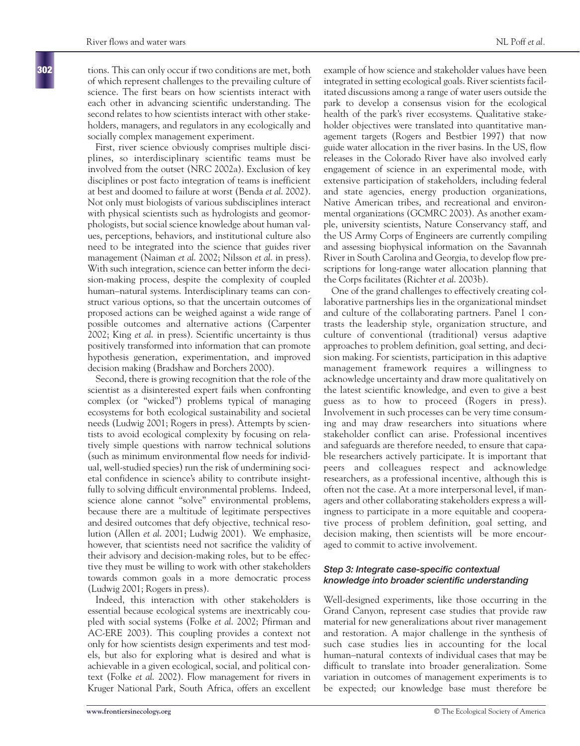tions. This can only occur if two conditions are met, both of which represent challenges to the prevailing culture of science. The first bears on how scientists interact with each other in advancing scientific understanding. The second relates to how scientists interact with other stakeholders, managers, and regulators in any ecologically and socially complex management experiment.

First, river science obviously comprises multiple disciplines, so interdisciplinary scientific teams must be involved from the outset (NRC 2002a). Exclusion of key disciplines or post facto integration of teams is inefficient at best and doomed to failure at worst (Benda *et al.* 2002). Not only must biologists of various subdisciplines interact with physical scientists such as hydrologists and geomorphologists, but social science knowledge about human values, perceptions, behaviors, and institutional culture also need to be integrated into the science that guides river management (Naiman *et al.* 2002; Nilsson *et al.* in press). With such integration, science can better inform the decision-making process, despite the complexity of coupled human–natural systems. Interdisciplinary teams can construct various options, so that the uncertain outcomes of proposed actions can be weighed against a wide range of possible outcomes and alternative actions (Carpenter 2002; King *et al.* in press). Scientific uncertainty is thus positively transformed into information that can promote hypothesis generation, experimentation, and improved decision making (Bradshaw and Borchers 2000).

Second, there is growing recognition that the role of the scientist as a disinterested expert fails when confronting complex (or "wicked") problems typical of managing ecosystems for both ecological sustainability and societal needs (Ludwig 2001; Rogers in press). Attempts by scientists to avoid ecological complexity by focusing on relatively simple questions with narrow technical solutions (such as minimum environmental flow needs for individual, well-studied species) run the risk of undermining societal confidence in science's ability to contribute insightfully to solving difficult environmental problems. Indeed, science alone cannot "solve" environmental problems, because there are a multitude of legitimate perspectives and desired outcomes that defy objective, technical resolution (Allen *et al.* 2001; Ludwig 2001). We emphasize, however, that scientists need not sacrifice the validity of their advisory and decision-making roles, but to be effective they must be willing to work with other stakeholders towards common goals in a more democratic process (Ludwig 2001; Rogers in press).

Indeed, this interaction with other stakeholders is essential because ecological systems are inextricably coupled with social systems (Folke *et al.* 2002; Pfirman and AC-ERE 2003). This coupling provides a context not only for how scientists design experiments and test models, but also for exploring what is desired and what is achievable in a given ecological, social, and political context (Folke *et al.* 2002). Flow management for rivers in Kruger National Park, South Africa, offers an excellent example of how science and stakeholder values have been integrated in setting ecological goals. River scientists facilitated discussions among a range of water users outside the park to develop a consensus vision for the ecological health of the park's river ecosystems. Qualitative stakeholder objectives were translated into quantitative management targets (Rogers and Bestbier 1997) that now guide water allocation in the river basins. In the US, flow releases in the Colorado River have also involved early engagement of science in an experimental mode, with extensive participation of stakeholders, including federal and state agencies, energy production organizations, Native American tribes, and recreational and environmental organizations (GCMRC 2003). As another example, university scientists, Nature Conservancy staff, and the US Army Corps of Engineers are currently compiling and assessing biophysical information on the Savannah River in South Carolina and Georgia, to develop flow prescriptions for long-range water allocation planning that the Corps facilitates (Richter *et al.* 2003b).

One of the grand challenges to effectively creating collaborative partnerships lies in the organizational mindset and culture of the collaborating partners. Panel 1 contrasts the leadership style, organization structure, and culture of conventional (traditional) versus adaptive approaches to problem definition, goal setting, and decision making. For scientists, participation in this adaptive management framework requires a willingness to acknowledge uncertainty and draw more qualitatively on the latest scientific knowledge, and even to give a best guess as to how to proceed (Rogers in press). Involvement in such processes can be very time consuming and may draw researchers into situations where stakeholder conflict can arise. Professional incentives and safeguards are therefore needed, to ensure that capable researchers actively participate. It is important that peers and colleagues respect and acknowledge researchers, as a professional incentive, although this is often not the case. At a more interpersonal level, if managers and other collaborating stakeholders express a willingness to participate in a more equitable and cooperative process of problem definition, goal setting, and decision making, then scientists will be more encouraged to commit to active involvement.

### Step 3: Integrate case-specific contextual knowledge into broader scientific understanding

Well-designed experiments, like those occurring in the Grand Canyon, represent case studies that provide raw material for new generalizations about river management and restoration. A major challenge in the synthesis of such case studies lies in accounting for the local human–natural contexts of individual cases that may be difficult to translate into broader generalization. Some variation in outcomes of management experiments is to be expected; our knowledge base must therefore be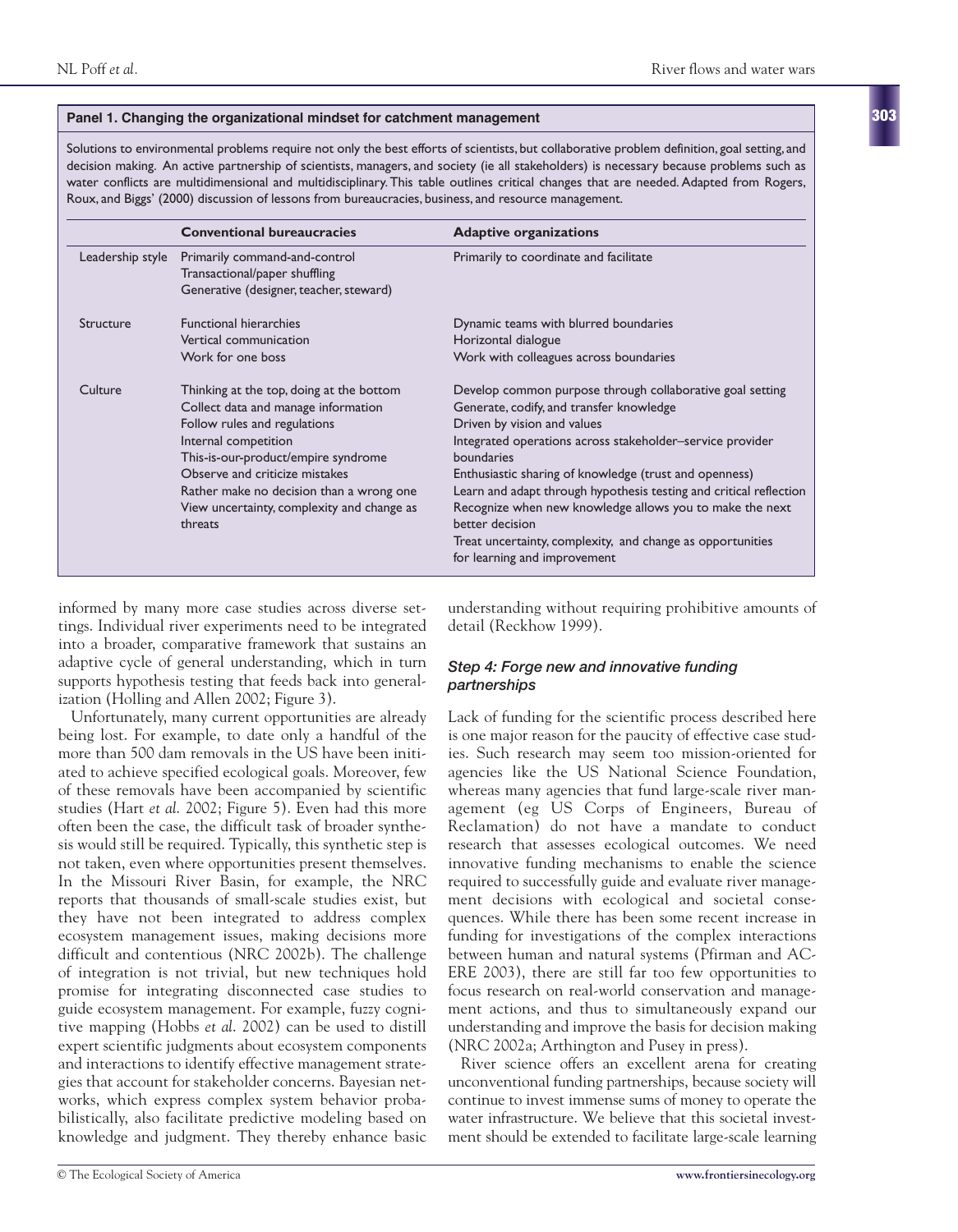**Panel 1. Changing the organizational mindset for catchment management**

Solutions to environmental problems require not only the best efforts of scientists, but collaborative problem definition, goal setting, and decision making. An active partnership of scientists, managers, and society (ie all stakeholders) is necessary because problems such as water conflicts are multidimensional and multidisciplinary. This table outlines critical changes that are needed. Adapted from Rogers, Roux, and Biggs' (2000) discussion of lessons from bureaucracies, business, and resource management.

| | **Conventional bureaucracies** | **Adaptive organizations** |
|---|---|---|
| Leadership style | Primarily command-and-control<br>Transactional/paper shuffling<br>Generative (designer, teacher, steward) | Primarily to coordinate and facilitate |
| Structure | Functional hierarchies<br>Vertical communication<br>Work for one boss | Dynamic teams with blurred boundaries<br>Horizontal dialogue<br>Work with colleagues across boundaries |
| Culture | Thinking at the top, doing at the bottom<br>Collect data and manage information<br>Follow rules and regulations<br>Internal competition<br>This-is-our-product/empire syndrome<br>Observe and criticize mistakes<br>Rather make no decision than a wrong one<br>View uncertainty, complexity and change as threats | Develop common purpose through collaborative goal setting<br>Generate, codify, and transfer knowledge<br>Driven by vision and values<br>Integrated operations across stakeholder–service provider boundaries<br>Enthusiastic sharing of knowledge (trust and openness)<br>Learn and adapt through hypothesis testing and critical reflection<br>Recognize when new knowledge allows you to make the next better decision<br>Treat uncertainty, complexity, and change as opportunities for learning and improvement |

informed by many more case studies across diverse settings. Individual river experiments need to be integrated into a broader, comparative framework that sustains an adaptive cycle of general understanding, which in turn supports hypothesis testing that feeds back into generalization (Holling and Allen 2002; Figure 3).

Unfortunately, many current opportunities are already being lost. For example, to date only a handful of the more than 500 dam removals in the US have been initiated to achieve specified ecological goals. Moreover, few of these removals have been accompanied by scientific studies (Hart *et al.* 2002; Figure 5). Even had this more often been the case, the difficult task of broader synthesis would still be required. Typically, this synthetic step is not taken, even where opportunities present themselves. In the Missouri River Basin, for example, the NRC reports that thousands of small-scale studies exist, but they have not been integrated to address complex ecosystem management issues, making decisions more difficult and contentious (NRC 2002b). The challenge of integration is not trivial, but new techniques hold promise for integrating disconnected case studies to guide ecosystem management. For example, fuzzy cognitive mapping (Hobbs *et al.* 2002) can be used to distill expert scientific judgments about ecosystem components and interactions to identify effective management strategies that account for stakeholder concerns. Bayesian networks, which express complex system behavior probabilistically, also facilitate predictive modeling based on knowledge and judgment. They thereby enhance basic understanding without requiring prohibitive amounts of detail (Reckhow 1999).

### *Step 4: Forge new and innovative funding partnerships*

Lack of funding for the scientific process described here is one major reason for the paucity of effective case studies. Such research may seem too mission-oriented for agencies like the US National Science Foundation, whereas many agencies that fund large-scale river management (eg US Corps of Engineers, Bureau of Reclamation) do not have a mandate to conduct research that assesses ecological outcomes. We need innovative funding mechanisms to enable the science required to successfully guide and evaluate river management decisions with ecological and societal consequences. While there has been some recent increase in funding for investigations of the complex interactions between human and natural systems (Pfirman and AC-ERE 2003), there are still far too few opportunities to focus research on real-world conservation and management actions, and thus to simultaneously expand our understanding and improve the basis for decision making (NRC 2002a; Arthington and Pusey in press).

River science offers an excellent arena for creating unconventional funding partnerships, because society will continue to invest immense sums of money to operate the water infrastructure. We believe that this societal investment should be extended to facilitate large-scale learning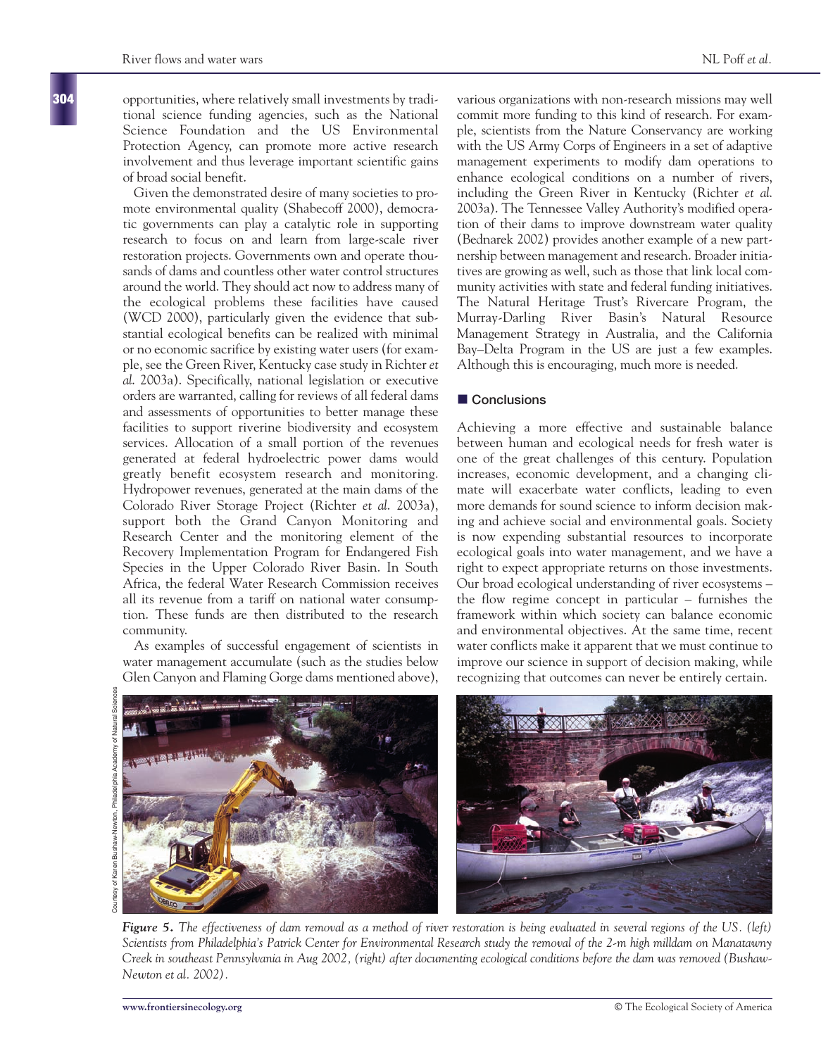opportunities, where relatively small investments by traditional science funding agencies, such as the National Science Foundation and the US Environmental Protection Agency, can promote more active research involvement and thus leverage important scientific gains of broad social benefit.

Given the demonstrated desire of many societies to promote environmental quality (Shabecoff 2000), democratic governments can play a catalytic role in supporting research to focus on and learn from large-scale river restoration projects. Governments own and operate thousands of dams and countless other water control structures around the world. They should act now to address many of the ecological problems these facilities have caused (WCD 2000), particularly given the evidence that substantial ecological benefits can be realized with minimal or no economic sacrifice by existing water users (for example, see the Green River, Kentucky case study in Richter *et al.* 2003a). Specifically, national legislation or executive orders are warranted, calling for reviews of all federal dams and assessments of opportunities to better manage these facilities to support riverine biodiversity and ecosystem services. Allocation of a small portion of the revenues generated at federal hydroelectric power dams would greatly benefit ecosystem research and monitoring. Hydropower revenues, generated at the main dams of the Colorado River Storage Project (Richter *et al.* 2003a), support both the Grand Canyon Monitoring and Research Center and the monitoring element of the Recovery Implementation Program for Endangered Fish Species in the Upper Colorado River Basin. In South Africa, the federal Water Research Commission receives all its revenue from a tariff on national water consumption. These funds are then distributed to the research community.

As examples of successful engagement of scientists in water management accumulate (such as the studies below Glen Canyon and Flaming Gorge dams mentioned above), various organizations with non-research missions may well commit more funding to this kind of research. For example, scientists from the Nature Conservancy are working with the US Army Corps of Engineers in a set of adaptive management experiments to modify dam operations to enhance ecological conditions on a number of rivers, including the Green River in Kentucky (Richter *et al.* 2003a). The Tennessee Valley Authority's modified operation of their dams to improve downstream water quality (Bednarek 2002) provides another example of a new partnership between management and research. Broader initiatives are growing as well, such as those that link local community activities with state and federal funding initiatives. The Natural Heritage Trust's Rivercare Program, the Murray-Darling River Basin's Natural Resource Management Strategy in Australia, and the California Bay–Delta Program in the US are just a few examples. Although this is encouraging, much more is needed.

## Conclusions

Achieving a more effective and sustainable balance between human and ecological needs for fresh water is one of the great challenges of this century. Population increases, economic development, and a changing climate will exacerbate water conflicts, leading to even more demands for sound science to inform decision making and achieve social and environmental goals. Society is now expending substantial resources to incorporate ecological goals into water management, and we have a right to expect appropriate returns on those investments. Our broad ecological understanding of river ecosystems – the flow regime concept in particular – furnishes the framework within which society can balance economic and environmental objectives. At the same time, recent water conflicts make it apparent that we must continue to improve our science in support of decision making, while recognizing that outcomes can never be entirely certain.

Courtesy of Karen Bushaw-Newton, Philadelphia Academy of Natural Sciences

***Figure 5.*** *The effectiveness of dam removal as a method of river restoration is being evaluated in several regions of the US. (left) Scientists from Philadelphia's Patrick Center for Environmental Research study the removal of the 2-m high milldam on Manatawny Creek in southeast Pennsylvania in Aug 2002, (right) after documenting ecological conditions before the dam was removed (Bushaw-Newton et al. 2002).*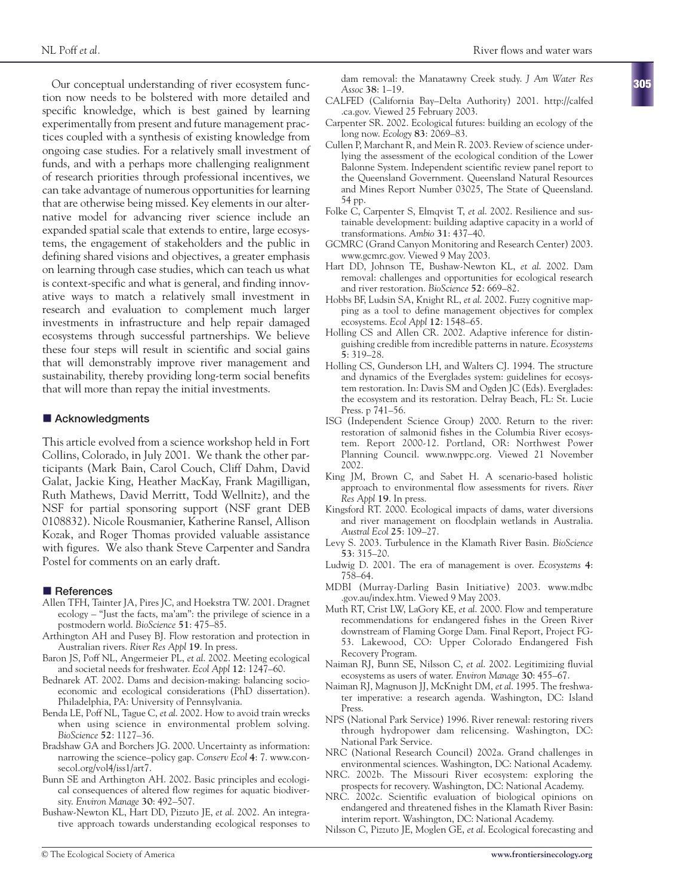Our conceptual understanding of river ecosystem function now needs to be bolstered with more detailed and specific knowledge, which is best gained by learning experimentally from present and future management practices coupled with a synthesis of existing knowledge from ongoing case studies. For a relatively small investment of funds, and with a perhaps more challenging realignment of research priorities through professional incentives, we can take advantage of numerous opportunities for learning that are otherwise being missed. Key elements in our alternative model for advancing river science include an expanded spatial scale that extends to entire, large ecosystems, the engagement of stakeholders and the public in defining shared visions and objectives, a greater emphasis on learning through case studies, which can teach us what is context-specific and what is general, and finding innovative ways to match a relatively small investment in research and evaluation to complement much larger investments in infrastructure and help repair damaged ecosystems through successful partnerships. We believe these four steps will result in scientific and social gains that will demonstrably improve river management and sustainability, thereby providing long-term social benefits that will more than repay the initial investments.

## ■ Acknowledgments

This article evolved from a science workshop held in Fort Collins, Colorado, in July 2001. We thank the other participants (Mark Bain, Carol Couch, Cliff Dahm, David Galat, Jackie King, Heather MacKay, Frank Magilligan, Ruth Mathews, David Merritt, Todd Wellnitz), and the NSF for partial sponsoring support (NSF grant DEB 0108832). Nicole Rousmanier, Katherine Ransel, Allison Kozak, and Roger Thomas provided valuable assistance with figures. We also thank Steve Carpenter and Sandra Postel for comments on an early draft.

## ■ References

Allen TFH, Tainter JA, Pires JC, and Hoekstra TW. 2001. Dragnet ecology – "Just the facts, ma'am": the privilege of science in a postmodern world. *BioScience* **51**: 475–85.

Arthington AH and Pusey BJ. Flow restoration and protection in Australian rivers. *River Res Appl* **19**. In press.

Baron JS, Poff NL, Angermeier PL, *et al.* 2002. Meeting ecological and societal needs for freshwater. *Ecol Appl* **12**: 1247–60.

Bednarek AT. 2002. Dams and decision-making: balancing socioeconomic and ecological considerations (PhD dissertation). Philadelphia, PA: University of Pennsylvania.

Benda LE, Poff NL, Tague C, *et al.* 2002. How to avoid train wrecks when using science in environmental problem solving. *BioScience* **52**: 1127–36.

Bradshaw GA and Borchers JG. 2000. Uncertainty as information: narrowing the science–policy gap. *Conserv Ecol* **4**: 7. www.consecol.org/vol4/iss1/art7.

Bunn SE and Arthington AH. 2002. Basic principles and ecological consequences of altered flow regimes for aquatic biodiversity. *Environ Manage* **30**: 492–507.

Bushaw-Newton KL, Hart DD, Pizzuto JE, *et al.* 2002. An integrative approach towards understanding ecological responses to dam removal: the Manatawny Creek study. *J Am Water Res Assoc* **38**: 1–19.

CALFED (California Bay–Delta Authority) 2001. http://calfed.ca.gov. Viewed 25 February 2003.

Carpenter SR. 2002. Ecological futures: building an ecology of the long now. *Ecology* **83**: 2069–83.

Cullen P, Marchant R, and Mein R. 2003. Review of science underlying the assessment of the ecological condition of the Lower Balonne System. Independent scientific review panel report to the Queensland Government. Queensland Natural Resources and Mines Report Number 03025, The State of Queensland. 54 pp.

Folke C, Carpenter S, Elmqvist T, *et al.* 2002. Resilience and sustainable development: building adaptive capacity in a world of transformations. *Ambio* **31**: 437–40.

GCMRC (Grand Canyon Monitoring and Research Center) 2003. www.gcmrc.gov. Viewed 9 May 2003.

Hart DD, Johnson TE, Bushaw-Newton KL, *et al.* 2002. Dam removal: challenges and opportunities for ecological research and river restoration. *BioScience* **52**: 669–82.

Hobbs BF, Ludsin SA, Knight RL, *et al.* 2002. Fuzzy cognitive mapping as a tool to define management objectives for complex ecosystems. *Ecol Appl* **12**: 1548–65.

Holling CS and Allen CR. 2002. Adaptive inference for distinguishing credible from incredible patterns in nature. *Ecosystems* **5**: 319–28.

Holling CS, Gunderson LH, and Walters CJ. 1994. The structure and dynamics of the Everglades system: guidelines for ecosystem restoration. In: Davis SM and Ogden JC (Eds). Everglades: the ecosystem and its restoration. Delray Beach, FL: St. Lucie Press. p 741–56.

ISG (Independent Science Group) 2000. Return to the river: restoration of salmonid fishes in the Columbia River ecosystem. Report 2000-12. Portland, OR: Northwest Power Planning Council. www.nwppc.org. Viewed 21 November 2002.

King JM, Brown C, and Sabet H. A scenario-based holistic approach to environmental flow assessments for rivers. *River Res Appl* **19**. In press.

Kingsford RT. 2000. Ecological impacts of dams, water diversions and river management on floodplain wetlands in Australia. *Austral Ecol* **25**: 109–27.

Levy S. 2003. Turbulence in the Klamath River Basin. *BioScience* **53**: 315–20.

Ludwig D. 2001. The era of management is over. *Ecosystems* **4**: 758–64.

MDBI (Murray-Darling Basin Initiative) 2003. www.mdbc.gov.au/index.htm. Viewed 9 May 2003.

Muth RT, Crist LW, LaGory KE, *et al.* 2000. Flow and temperature recommendations for endangered fishes in the Green River downstream of Flaming Gorge Dam. Final Report, Project FG-53. Lakewood, CO: Upper Colorado Endangered Fish Recovery Program.

Naiman RJ, Bunn SE, Nilsson C, *et al.* 2002. Legitimizing fluvial ecosystems as users of water. *Environ Manage* **30**: 455–67.

Naiman RJ, Magnuson JJ, McKnight DM, *et al.* 1995. The freshwater imperative: a research agenda. Washington, DC: Island Press.

NPS (National Park Service) 1996. River renewal: restoring rivers through hydropower dam relicensing. Washington, DC: National Park Service.

NRC (National Research Council) 2002a. Grand challenges in environmental sciences. Washington, DC: National Academy.

NRC. 2002b. The Missouri River ecosystem: exploring the prospects for recovery. Washington, DC: National Academy.

NRC. 2002c. Scientific evaluation of biological opinions on endangered and threatened fishes in the Klamath River Basin: interim report. Washington, DC: National Academy.

Nilsson C, Pizzuto JE, Moglen GE, *et al.* Ecological forecasting and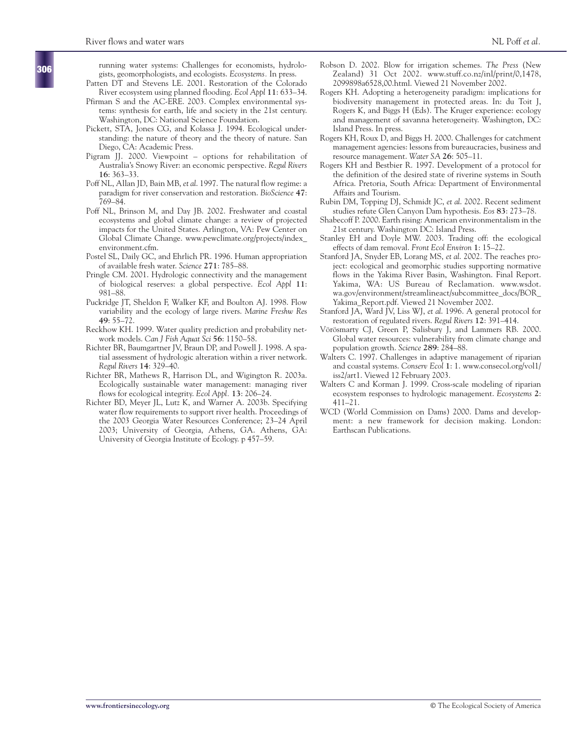running water systems: Challenges for economists, hydrologists, geomorphologists, and ecologists. *Ecosystems*. In press.

Patten DT and Stevens LE. 2001. Restoration of the Colorado River ecosystem using planned flooding. *Ecol Appl* **11**: 633–34.

Pfirman S and the AC-ERE. 2003. Complex environmental systems: synthesis for earth, life and society in the 21st century. Washington, DC: National Science Foundation.

Pickett, STA, Jones CG, and Kolassa J. 1994. Ecological understanding: the nature of theory and the theory of nature. San Diego, CA: Academic Press.

Pigram JJ. 2000. Viewpoint – options for rehabilitation of Australia's Snowy River: an economic perspective. *Regul Rivers* **16**: 363–33.

Poff NL, Allan JD, Bain MB, *et al.* 1997. The natural flow regime: a paradigm for river conservation and restoration. *BioScience* **47**: 769–84.

Poff NL, Brinson M, and Day JB. 2002. Freshwater and coastal ecosystems and global climate change: a review of projected impacts for the United States. Arlington, VA: Pew Center on Global Climate Change. www.pewclimate.org/projects/index_environment.cfm.

Postel SL, Daily GC, and Ehrlich PR. 1996. Human appropriation of available fresh water. *Science* **271**: 785–88.

Pringle CM. 2001. Hydrologic connectivity and the management of biological reserves: a global perspective. *Ecol Appl* **11**: 981–88.

Puckridge JT, Sheldon F, Walker KF, and Boulton AJ. 1998. Flow variability and the ecology of large rivers. *Marine Freshw Res* **49**: 55–72.

Reckhow KH. 1999. Water quality prediction and probability network models. *Can J Fish Aquat Sci* **56**: 1150–58.

Richter BR, Baumgartner JV, Braun DP, and Powell J. 1998. A spatial assessment of hydrologic alteration within a river network. *Regul Rivers* **14**: 329–40.

Richter BR, Mathews R, Harrison DL, and Wigington R. 2003a. Ecologically sustainable water management: managing river flows for ecological integrity. *Ecol Appl*. **13**: 206–24.

Richter BD, Meyer JL, Lutz K, and Warner A. 2003b. Specifying water flow requirements to support river health. Proceedings of the 2003 Georgia Water Resources Conference; 23–24 April 2003; University of Georgia, Athens, GA. Athens, GA: University of Georgia Institute of Ecology. p 457–59.

Robson D. 2002. Blow for irrigation schemes. *The Press* (New Zealand) 31 Oct 2002. www.stuff.co.nz/inl/print/0,1478, 2099898a6528,00.html. Viewed 21 November 2002.

Rogers KH. Adopting a heterogeneity paradigm: implications for biodiversity management in protected areas. In: du Toit J, Rogers K, and Biggs H (Eds). The Kruger experience: ecology and management of savanna heterogeneity. Washington, DC: Island Press. In press.

Rogers KH, Roux D, and Biggs H. 2000. Challenges for catchment management agencies: lessons from bureaucracies, business and resource management. *Water SA* **26**: 505–11.

Rogers KH and Bestbier R. 1997. Development of a protocol for the definition of the desired state of riverine systems in South Africa. Pretoria, South Africa: Department of Environmental Affairs and Tourism.

Rubin DM, Topping DJ, Schmidt JC, *et al.* 2002. Recent sediment studies refute Glen Canyon Dam hypothesis. *Eos* **83**: 273–78.

Shabecoff P. 2000. Earth rising: American environmentalism in the 21st century. Washington DC: Island Press.

Stanley EH and Doyle MW. 2003. Trading off: the ecological effects of dam removal. *Front Ecol Environ* **1**: 15–22.

Stanford JA, Snyder EB, Lorang MS, *et al.* 2002. The reaches project: ecological and geomorphic studies supporting normative flows in the Yakima River Basin, Washington. Final Report. Yakima, WA: US Bureau of Reclamation. www.wsdot.wa.gov/environment/streamlineact/subcommittee_docs/BOR_Yakima_Report.pdf. Viewed 21 November 2002.

Stanford JA, Ward JV, Liss WJ, *et al.* 1996. A general protocol for restoration of regulated rivers. *Regul Rivers* **12**: 391–414.

Vörösmarty CJ, Green P, Salisbury J, and Lammers RB. 2000. Global water resources: vulnerability from climate change and population growth. *Science* **289**: 284–88.

Walters C. 1997. Challenges in adaptive management of riparian and coastal systems. *Conserv Ecol* **1**: 1. www.consecol.org/vol1/iss2/art1. Viewed 12 February 2003.

Walters C and Korman J. 1999. Cross-scale modeling of riparian ecosystem responses to hydrologic management. *Ecosystems* **2**: 411–21.

WCD (World Commission on Dams) 2000. Dams and development: a new framework for decision making. London: Earthscan Publications.